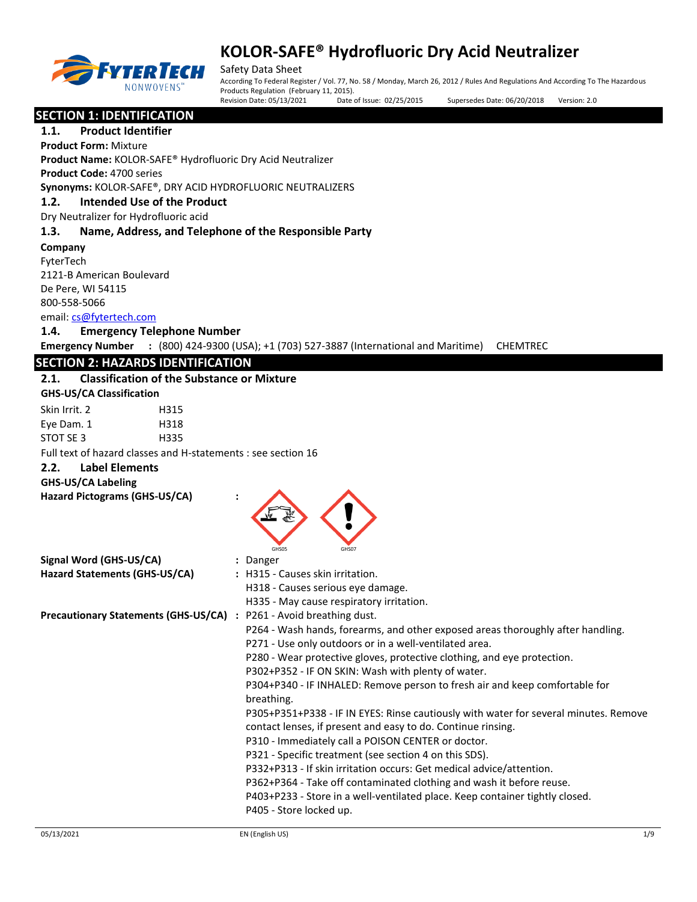# KOLOR-SAFE® Hydrofluoric Dry Acid Neutralizer

Safety Data Sheet

According To Federal Register / Vol. 77, No. 58 / Monday, March 26, 2012 / Rules And Regulations And According To The Hazardous Products Regulation (February 11, 2015).

Revision Date: 05/13/2021 Date of Issue: 02/25/2015 Supersedes Date: 06/20/2018 Version: 2.0

## SECTION 1: IDENTIFICATION

### 1.1. Product Identifier

**Product Form:** Mixture

**Product Name:** KOLOR-SAFE® Hydrofluoric Dry Acid Neutralizer

**Product Code:** 4700 series

**Synonyms:** KOLOR-SAFE®, DRY ACID HYDROFLUORIC NEUTRALIZERS

### 1.2. Intended Use of the Product

Dry Neutralizer for Hydrofluoric acid

### 1.3. Name, Address, and Telephone of the Responsible Party

**Company**

FyterTech
2121-B American Boulevard
De Pere, WI 54115
800-558-5066
email: cs@fytertech.com

### 1.4. Emergency Telephone Number

**Emergency Number** : (800) 424-9300 (USA); +1 (703) 527-3887 (International and Maritime) CHEMTREC

## SECTION 2: HAZARDS IDENTIFICATION

### 2.1. Classification of the Substance or Mixture

**GHS-US/CA Classification**

| | |
|---|---|
| Skin Irrit. 2 | H315 |
| Eye Dam. 1 | H318 |
| STOT SE 3 | H335 |

Full text of hazard classes and H-statements : see section 16

### 2.2. Label Elements

**GHS-US/CA Labeling**

**Hazard Pictograms (GHS-US/CA)** :

GHS05 GHS07

**Signal Word (GHS-US/CA)** : Danger

**Hazard Statements (GHS-US/CA)** :
- H315 - Causes skin irritation.
- H318 - Causes serious eye damage.
- H335 - May cause respiratory irritation.

**Precautionary Statements (GHS-US/CA)** :
- P261 - Avoid breathing dust.
- P264 - Wash hands, forearms, and other exposed areas thoroughly after handling.
- P271 - Use only outdoors or in a well-ventilated area.
- P280 - Wear protective gloves, protective clothing, and eye protection.
- P302+P352 - IF ON SKIN: Wash with plenty of water.
- P304+P340 - IF INHALED: Remove person to fresh air and keep comfortable for breathing.
- P305+P351+P338 - IF IN EYES: Rinse cautiously with water for several minutes. Remove contact lenses, if present and easy to do. Continue rinsing.
- P310 - Immediately call a POISON CENTER or doctor.
- P321 - Specific treatment (see section 4 on this SDS).
- P332+P313 - If skin irritation occurs: Get medical advice/attention.
- P362+P364 - Take off contaminated clothing and wash it before reuse.
- P403+P233 - Store in a well-ventilated place. Keep container tightly closed.
- P405 - Store locked up.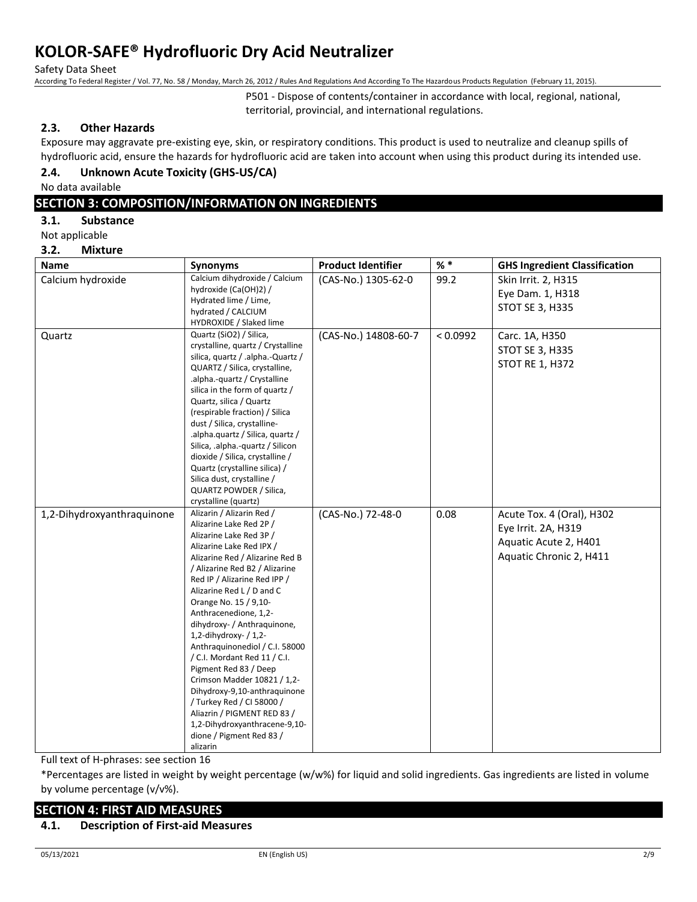P501 - Dispose of contents/container in accordance with local, regional, national, territorial, provincial, and international regulations.

### 2.3. Other Hazards

Exposure may aggravate pre-existing eye, skin, or respiratory conditions. This product is used to neutralize and cleanup spills of hydrofluoric acid, ensure the hazards for hydrofluoric acid are taken into account when using this product during its intended use.

### 2.4. Unknown Acute Toxicity (GHS-US/CA)

No data available

## SECTION 3: COMPOSITION/INFORMATION ON INGREDIENTS

### 3.1. Substance

Not applicable

### 3.2. Mixture

| Name | Synonyms | Product Identifier | % * | GHS Ingredient Classification |
|---|---|---|---|---|
| Calcium hydroxide | Calcium dihydroxide / Calcium hydroxide (Ca(OH)2) / Hydrated lime / Lime, hydrated / CALCIUM HYDROXIDE / Slaked lime | (CAS-No.) 1305-62-0 | 99.2 | Skin Irrit. 2, H315<br>Eye Dam. 1, H318<br>STOT SE 3, H335 |
| Quartz | Quartz (SiO2) / Silica, crystalline, quartz / Crystalline silica, quartz / .alpha.-Quartz / QUARTZ / Silica, crystalline, .alpha.-quartz / Crystalline silica in the form of quartz / Quartz, silica / Quartz (respirable fraction) / Silica dust / Silica, crystalline-.alpha.quartz / Silica, quartz / Silica, .alpha.-quartz / Silicon dioxide / Silica, crystalline / Quartz (crystalline silica) / Silica dust, crystalline / QUARTZ POWDER / Silica, crystalline (quartz) | (CAS-No.) 14808-60-7 | < 0.0992 | Carc. 1A, H350<br>STOT SE 3, H335<br>STOT RE 1, H372 |
| 1,2-Dihydroxyanthraquinone | Alizarin / Alizarin Red / Alizarine Lake Red 2P / Alizarine Lake Red 3P / Alizarine Lake Red IPX / Alizarine Red / Alizarine Red B / Alizarine Red B2 / Alizarine Red IP / Alizarine Red IPP / Alizarine Red L / D and C Orange No. 15 / 9,10-Anthracenedione, 1,2-dihydroxy- / Anthraquinone, 1,2-dihydroxy- / 1,2-Anthraquinonediol / C.I. 58000 / C.I. Mordant Red 11 / C.I. Pigment Red 83 / Deep Crimson Madder 10821 / 1,2-Dihydroxy-9,10-anthraquinone / Turkey Red / CI 58000 / Aliazrin / PIGMENT RED 83 / 1,2-Dihydroxyanthracene-9,10-dione / Pigment Red 83 / alizarin | (CAS-No.) 72-48-0 | 0.08 | Acute Tox. 4 (Oral), H302<br>Eye Irrit. 2A, H319<br>Aquatic Acute 2, H401<br>Aquatic Chronic 2, H411 |

Full text of H-phrases: see section 16

*Percentages are listed in weight by weight percentage (w/w%) for liquid and solid ingredients. Gas ingredients are listed in volume by volume percentage (v/v%).

## SECTION 4: FIRST AID MEASURES

### 4.1. Description of First-aid Measures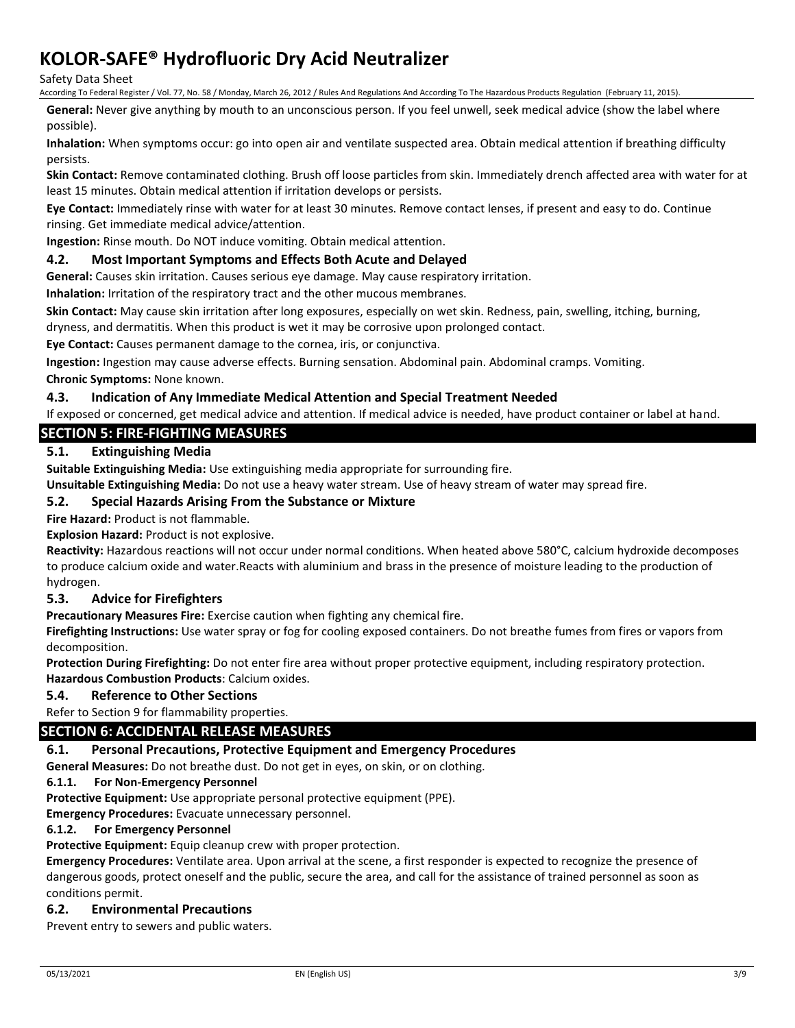**General:** Never give anything by mouth to an unconscious person. If you feel unwell, seek medical advice (show the label where possible).

**Inhalation:** When symptoms occur: go into open air and ventilate suspected area. Obtain medical attention if breathing difficulty persists.

**Skin Contact:** Remove contaminated clothing. Brush off loose particles from skin. Immediately drench affected area with water for at least 15 minutes. Obtain medical attention if irritation develops or persists.

**Eye Contact:** Immediately rinse with water for at least 30 minutes. Remove contact lenses, if present and easy to do. Continue rinsing. Get immediate medical advice/attention.

**Ingestion:** Rinse mouth. Do NOT induce vomiting. Obtain medical attention.

### 4.2. Most Important Symptoms and Effects Both Acute and Delayed

**General:** Causes skin irritation. Causes serious eye damage. May cause respiratory irritation.

**Inhalation:** Irritation of the respiratory tract and the other mucous membranes.

**Skin Contact:** May cause skin irritation after long exposures, especially on wet skin. Redness, pain, swelling, itching, burning, dryness, and dermatitis. When this product is wet it may be corrosive upon prolonged contact.

**Eye Contact:** Causes permanent damage to the cornea, iris, or conjunctiva.

**Ingestion:** Ingestion may cause adverse effects. Burning sensation. Abdominal pain. Abdominal cramps. Vomiting.

**Chronic Symptoms:** None known.

### 4.3. Indication of Any Immediate Medical Attention and Special Treatment Needed

If exposed or concerned, get medical advice and attention. If medical advice is needed, have product container or label at hand.

## SECTION 5: FIRE-FIGHTING MEASURES

### 5.1. Extinguishing Media

**Suitable Extinguishing Media:** Use extinguishing media appropriate for surrounding fire.

**Unsuitable Extinguishing Media:** Do not use a heavy water stream. Use of heavy stream of water may spread fire.

### 5.2. Special Hazards Arising From the Substance or Mixture

**Fire Hazard:** Product is not flammable.

**Explosion Hazard:** Product is not explosive.

**Reactivity:** Hazardous reactions will not occur under normal conditions. When heated above 580°C, calcium hydroxide decomposes to produce calcium oxide and water.Reacts with aluminium and brass in the presence of moisture leading to the production of hydrogen.

### 5.3. Advice for Firefighters

**Precautionary Measures Fire:** Exercise caution when fighting any chemical fire.

**Firefighting Instructions:** Use water spray or fog for cooling exposed containers. Do not breathe fumes from fires or vapors from decomposition.

**Protection During Firefighting:** Do not enter fire area without proper protective equipment, including respiratory protection.

**Hazardous Combustion Products**: Calcium oxides.

### 5.4. Reference to Other Sections

Refer to Section 9 for flammability properties.

## SECTION 6: ACCIDENTAL RELEASE MEASURES

### 6.1. Personal Precautions, Protective Equipment and Emergency Procedures

**General Measures:** Do not breathe dust. Do not get in eyes, on skin, or on clothing.

#### 6.1.1. For Non-Emergency Personnel

**Protective Equipment:** Use appropriate personal protective equipment (PPE).

**Emergency Procedures:** Evacuate unnecessary personnel.

#### 6.1.2. For Emergency Personnel

**Protective Equipment:** Equip cleanup crew with proper protection.

**Emergency Procedures:** Ventilate area. Upon arrival at the scene, a first responder is expected to recognize the presence of dangerous goods, protect oneself and the public, secure the area, and call for the assistance of trained personnel as soon as conditions permit.

### 6.2. Environmental Precautions

Prevent entry to sewers and public waters.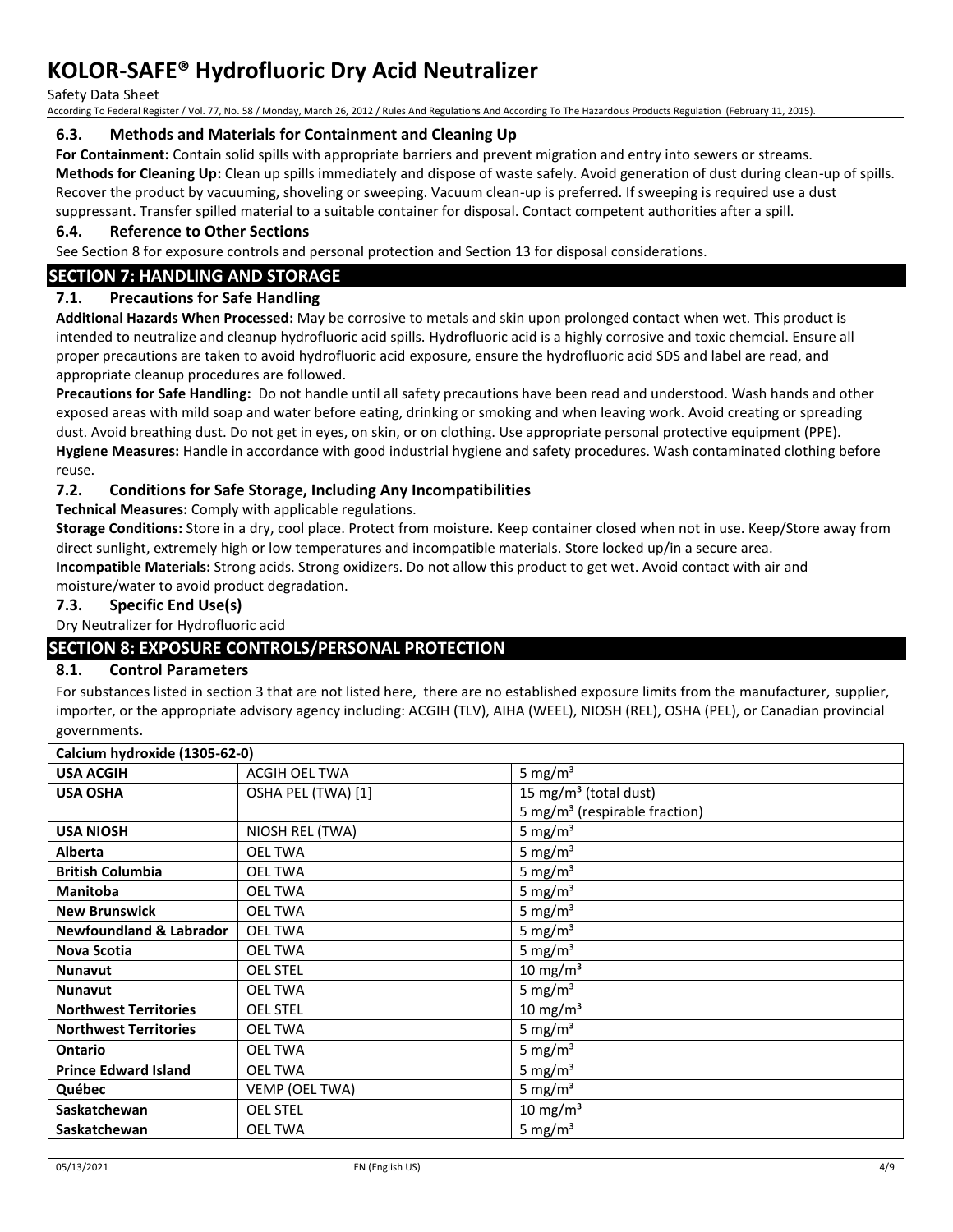### 6.3. Methods and Materials for Containment and Cleaning Up

**For Containment:** Contain solid spills with appropriate barriers and prevent migration and entry into sewers or streams.

**Methods for Cleaning Up:** Clean up spills immediately and dispose of waste safely. Avoid generation of dust during clean-up of spills. Recover the product by vacuuming, shoveling or sweeping. Vacuum clean-up is preferred. If sweeping is required use a dust suppressant. Transfer spilled material to a suitable container for disposal. Contact competent authorities after a spill.

### 6.4. Reference to Other Sections

See Section 8 for exposure controls and personal protection and Section 13 for disposal considerations.

## SECTION 7: HANDLING AND STORAGE

### 7.1. Precautions for Safe Handling

**Additional Hazards When Processed:** May be corrosive to metals and skin upon prolonged contact when wet. This product is intended to neutralize and cleanup hydrofluoric acid spills. Hydrofluoric acid is a highly corrosive and toxic chemcial. Ensure all proper precautions are taken to avoid hydrofluoric acid exposure, ensure the hydrofluoric acid SDS and label are read, and appropriate cleanup procedures are followed.

**Precautions for Safe Handling:** Do not handle until all safety precautions have been read and understood. Wash hands and other exposed areas with mild soap and water before eating, drinking or smoking and when leaving work. Avoid creating or spreading dust. Avoid breathing dust. Do not get in eyes, on skin, or on clothing. Use appropriate personal protective equipment (PPE).

**Hygiene Measures:** Handle in accordance with good industrial hygiene and safety procedures. Wash contaminated clothing before reuse.

### 7.2. Conditions for Safe Storage, Including Any Incompatibilities

**Technical Measures:** Comply with applicable regulations.

**Storage Conditions:** Store in a dry, cool place. Protect from moisture. Keep container closed when not in use. Keep/Store away from direct sunlight, extremely high or low temperatures and incompatible materials. Store locked up/in a secure area.

**Incompatible Materials:** Strong acids. Strong oxidizers. Do not allow this product to get wet. Avoid contact with air and moisture/water to avoid product degradation.

### 7.3. Specific End Use(s)

Dry Neutralizer for Hydrofluoric acid

## SECTION 8: EXPOSURE CONTROLS/PERSONAL PROTECTION

### 8.1. Control Parameters

For substances listed in section 3 that are not listed here, there are no established exposure limits from the manufacturer, supplier, importer, or the appropriate advisory agency including: ACGIH (TLV), AIHA (WEEL), NIOSH (REL), OSHA (PEL), or Canadian provincial governments.

| Calcium hydroxide (1305-62-0) | | |
|---|---|---|
| **USA ACGIH** | ACGIH OEL TWA | 5 mg/m³ |
| **USA OSHA** | OSHA PEL (TWA) [1] | 15 mg/m³ (total dust)<br>5 mg/m³ (respirable fraction) |
| **USA NIOSH** | NIOSH REL (TWA) | 5 mg/m³ |
| **Alberta** | OEL TWA | 5 mg/m³ |
| **British Columbia** | OEL TWA | 5 mg/m³ |
| **Manitoba** | OEL TWA | 5 mg/m³ |
| **New Brunswick** | OEL TWA | 5 mg/m³ |
| **Newfoundland & Labrador** | OEL TWA | 5 mg/m³ |
| **Nova Scotia** | OEL TWA | 5 mg/m³ |
| **Nunavut** | OEL STEL | 10 mg/m³ |
| **Nunavut** | OEL TWA | 5 mg/m³ |
| **Northwest Territories** | OEL STEL | 10 mg/m³ |
| **Northwest Territories** | OEL TWA | 5 mg/m³ |
| **Ontario** | OEL TWA | 5 mg/m³ |
| **Prince Edward Island** | OEL TWA | 5 mg/m³ |
| **Québec** | VEMP (OEL TWA) | 5 mg/m³ |
| **Saskatchewan** | OEL STEL | 10 mg/m³ |
| **Saskatchewan** | OEL TWA | 5 mg/m³ |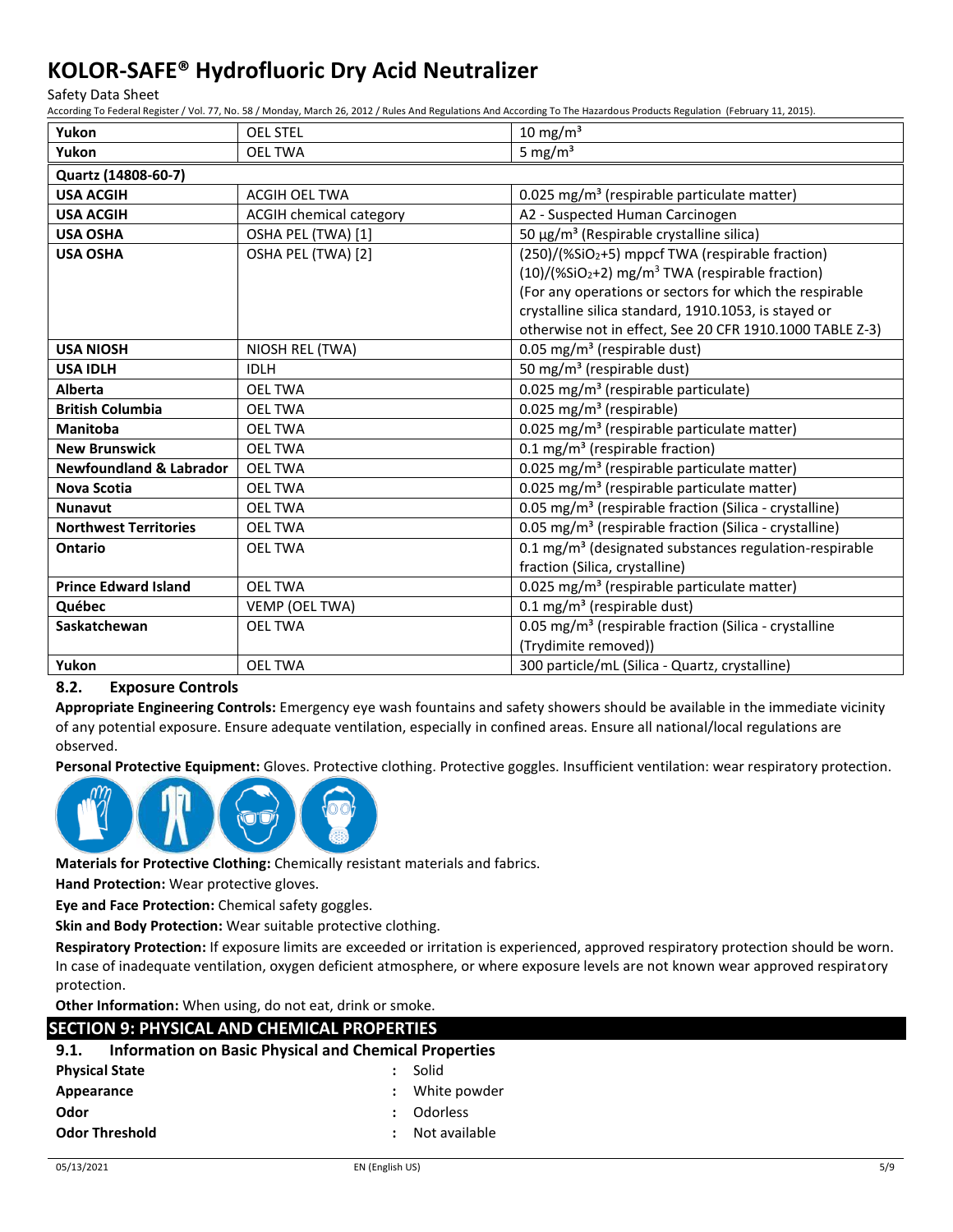| | | |
|---|---|---|
| **Yukon** | OEL STEL | 10 mg/m³ |
| **Yukon** | OEL TWA | 5 mg/m³ |
| **Quartz (14808-60-7)** | | |
| **USA ACGIH** | ACGIH OEL TWA | 0.025 mg/m³ (respirable particulate matter) |
| **USA ACGIH** | ACGIH chemical category | A2 - Suspected Human Carcinogen |
| **USA OSHA** | OSHA PEL (TWA) [1] | 50 µg/m³ (Respirable crystalline silica) |
| **USA OSHA** | OSHA PEL (TWA) [2] | (250)/(%$SiO_2$+5) mppcf TWA (respirable fraction) (10)/(%$SiO_2$+2) mg/m³ TWA (respirable fraction) (For any operations or sectors for which the respirable crystalline silica standard, 1910.1053, is stayed or otherwise not in effect, See 20 CFR 1910.1000 TABLE Z-3) |
| **USA NIOSH** | NIOSH REL (TWA) | 0.05 mg/m³ (respirable dust) |
| **USA IDLH** | IDLH | 50 mg/m³ (respirable dust) |
| **Alberta** | OEL TWA | 0.025 mg/m³ (respirable particulate) |
| **British Columbia** | OEL TWA | 0.025 mg/m³ (respirable) |
| **Manitoba** | OEL TWA | 0.025 mg/m³ (respirable particulate matter) |
| **New Brunswick** | OEL TWA | 0.1 mg/m³ (respirable fraction) |
| **Newfoundland & Labrador** | OEL TWA | 0.025 mg/m³ (respirable particulate matter) |
| **Nova Scotia** | OEL TWA | 0.025 mg/m³ (respirable particulate matter) |
| **Nunavut** | OEL TWA | 0.05 mg/m³ (respirable fraction (Silica - crystalline) |
| **Northwest Territories** | OEL TWA | 0.05 mg/m³ (respirable fraction (Silica - crystalline) |
| **Ontario** | OEL TWA | 0.1 mg/m³ (designated substances regulation-respirable fraction (Silica, crystalline) |
| **Prince Edward Island** | OEL TWA | 0.025 mg/m³ (respirable particulate matter) |
| **Québec** | VEMP (OEL TWA) | 0.1 mg/m³ (respirable dust) |
| **Saskatchewan** | OEL TWA | 0.05 mg/m³ (respirable fraction (Silica - crystalline (Trydimite removed)) |
| **Yukon** | OEL TWA | 300 particle/mL (Silica - Quartz, crystalline) |

### 8.2. Exposure Controls

**Appropriate Engineering Controls:** Emergency eye wash fountains and safety showers should be available in the immediate vicinity of any potential exposure. Ensure adequate ventilation, especially in confined areas. Ensure all national/local regulations are observed.

**Personal Protective Equipment:** Gloves. Protective clothing. Protective goggles. Insufficient ventilation: wear respiratory protection.

**Materials for Protective Clothing:** Chemically resistant materials and fabrics.

**Hand Protection:** Wear protective gloves.

**Eye and Face Protection:** Chemical safety goggles.

**Skin and Body Protection:** Wear suitable protective clothing.

**Respiratory Protection:** If exposure limits are exceeded or irritation is experienced, approved respiratory protection should be worn. In case of inadequate ventilation, oxygen deficient atmosphere, or where exposure levels are not known wear approved respiratory protection.

**Other Information:** When using, do not eat, drink or smoke.

## SECTION 9: PHYSICAL AND CHEMICAL PROPERTIES

### 9.1. Information on Basic Physical and Chemical Properties

**Physical State** : Solid

**Appearance** : White powder

**Odor** : Odorless

**Odor Threshold** : Not available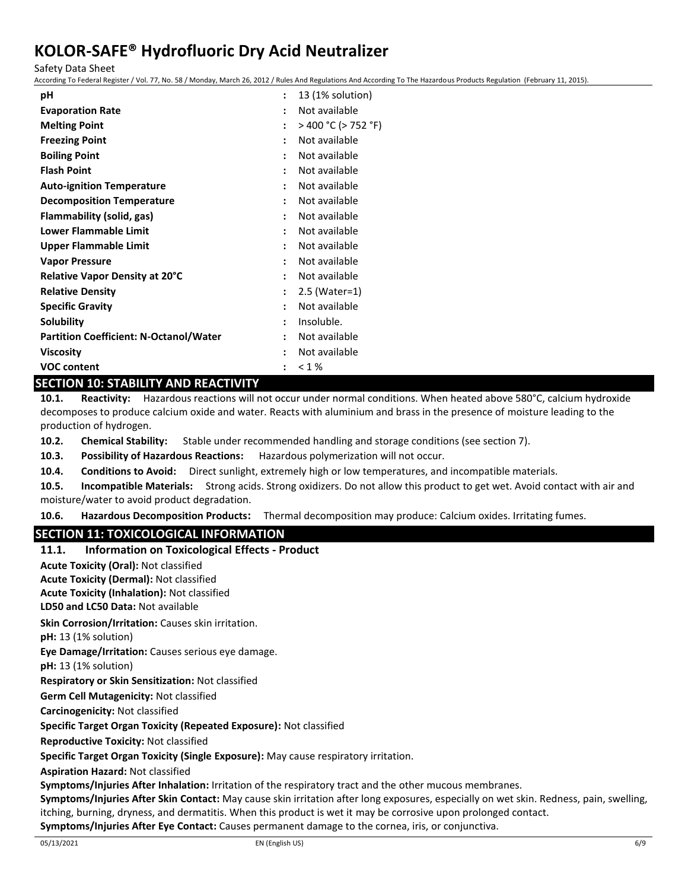| | |
|---|---|
| **pH** | : 13 (1% solution) |
| **Evaporation Rate** | : Not available |
| **Melting Point** | : > 400 °C (> 752 °F) |
| **Freezing Point** | : Not available |
| **Boiling Point** | : Not available |
| **Flash Point** | : Not available |
| **Auto-ignition Temperature** | : Not available |
| **Decomposition Temperature** | : Not available |
| **Flammability (solid, gas)** | : Not available |
| **Lower Flammable Limit** | : Not available |
| **Upper Flammable Limit** | : Not available |
| **Vapor Pressure** | : Not available |
| **Relative Vapor Density at 20°C** | : Not available |
| **Relative Density** | : 2.5 (Water=1) |
| **Specific Gravity** | : Not available |
| **Solubility** | : Insoluble. |
| **Partition Coefficient: N-Octanol/Water** | : Not available |
| **Viscosity** | : Not available |
| **VOC content** | : < 1 % |

## SECTION 10: STABILITY AND REACTIVITY

**10.1. Reactivity:** Hazardous reactions will not occur under normal conditions. When heated above 580°C, calcium hydroxide decomposes to produce calcium oxide and water. Reacts with aluminium and brass in the presence of moisture leading to the production of hydrogen.

**10.2. Chemical Stability:** Stable under recommended handling and storage conditions (see section 7).

**10.3. Possibility of Hazardous Reactions:** Hazardous polymerization will not occur.

**10.4. Conditions to Avoid:** Direct sunlight, extremely high or low temperatures, and incompatible materials.

**10.5. Incompatible Materials:** Strong acids. Strong oxidizers. Do not allow this product to get wet. Avoid contact with air and moisture/water to avoid product degradation.

**10.6. Hazardous Decomposition Products:** Thermal decomposition may produce: Calcium oxides. Irritating fumes.

## SECTION 11: TOXICOLOGICAL INFORMATION

### 11.1. Information on Toxicological Effects - Product

**Acute Toxicity (Oral):** Not classified

**Acute Toxicity (Dermal):** Not classified

**Acute Toxicity (Inhalation):** Not classified

**LD50 and LC50 Data:** Not available

**Skin Corrosion/Irritation:** Causes skin irritation.

**pH:** 13 (1% solution)

**Eye Damage/Irritation:** Causes serious eye damage.

**pH:** 13 (1% solution)

**Respiratory or Skin Sensitization:** Not classified

**Germ Cell Mutagenicity:** Not classified

**Carcinogenicity:** Not classified

**Specific Target Organ Toxicity (Repeated Exposure):** Not classified

**Reproductive Toxicity:** Not classified

**Specific Target Organ Toxicity (Single Exposure):** May cause respiratory irritation.

**Aspiration Hazard:** Not classified

**Symptoms/Injuries After Inhalation:** Irritation of the respiratory tract and the other mucous membranes.

**Symptoms/Injuries After Skin Contact:** May cause skin irritation after long exposures, especially on wet skin. Redness, pain, swelling, itching, burning, dryness, and dermatitis. When this product is wet it may be corrosive upon prolonged contact.

**Symptoms/Injuries After Eye Contact:** Causes permanent damage to the cornea, iris, or conjunctiva.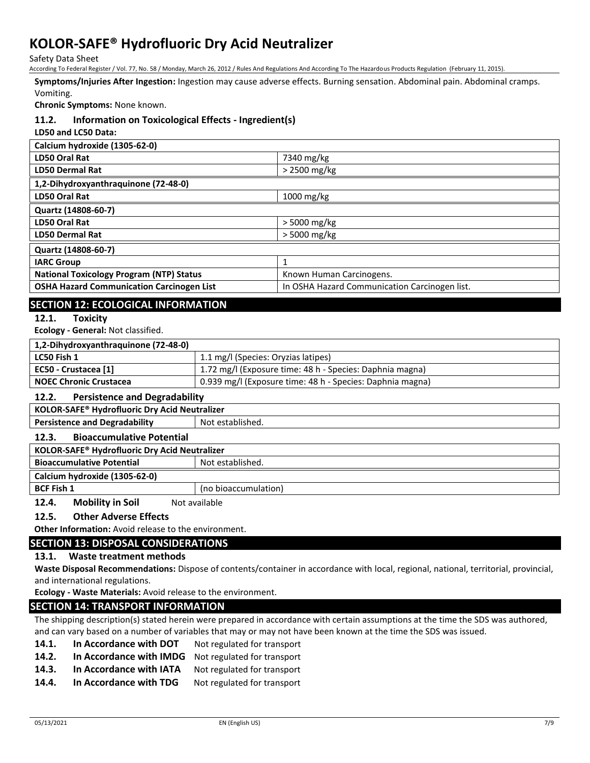**Symptoms/Injuries After Ingestion:** Ingestion may cause adverse effects. Burning sensation. Abdominal pain. Abdominal cramps. Vomiting.

**Chronic Symptoms:** None known.

### 11.2. Information on Toxicological Effects - Ingredient(s)

**LD50 and LC50 Data:**

| **Calcium hydroxide (1305-62-0)** | |
|---|---|
| **LD50 Oral Rat** | 7340 mg/kg |
| **LD50 Dermal Rat** | > 2500 mg/kg |
| **1,2-Dihydroxyanthraquinone (72-48-0)** | |
| **LD50 Oral Rat** | 1000 mg/kg |
| **Quartz (14808-60-7)** | |
| **LD50 Oral Rat** | > 5000 mg/kg |
| **LD50 Dermal Rat** | > 5000 mg/kg |

| **Quartz (14808-60-7)** | |
|---|---|
| **IARC Group** | 1 |
| **National Toxicology Program (NTP) Status** | Known Human Carcinogens. |
| **OSHA Hazard Communication Carcinogen List** | In OSHA Hazard Communication Carcinogen list. |

## SECTION 12: ECOLOGICAL INFORMATION

### 12.1. Toxicity

**Ecology - General:** Not classified.

| **1,2-Dihydroxyanthraquinone (72-48-0)** | |
|---|---|
| **LC50 Fish 1** | 1.1 mg/l (Species: Oryzias latipes) |
| **EC50 - Crustacea [1]** | 1.72 mg/l (Exposure time: 48 h - Species: Daphnia magna) |
| **NOEC Chronic Crustacea** | 0.939 mg/l (Exposure time: 48 h - Species: Daphnia magna) |

### 12.2. Persistence and Degradability

| **KOLOR-SAFE® Hydrofluoric Dry Acid Neutralizer** | |
|---|---|
| **Persistence and Degradability** | Not established. |

### 12.3. Bioaccumulative Potential

| **KOLOR-SAFE® Hydrofluoric Dry Acid Neutralizer** | |
|---|---|
| **Bioaccumulative Potential** | Not established. |
| **Calcium hydroxide (1305-62-0)** | |
| **BCF Fish 1** | (no bioaccumulation) |

### 12.4. Mobility in Soil

Not available

### 12.5. Other Adverse Effects

**Other Information:** Avoid release to the environment.

## SECTION 13: DISPOSAL CONSIDERATIONS

### 13.1. Waste treatment methods

**Waste Disposal Recommendations:** Dispose of contents/container in accordance with local, regional, national, territorial, provincial, and international regulations.

**Ecology - Waste Materials:** Avoid release to the environment.

## SECTION 14: TRANSPORT INFORMATION

The shipping description(s) stated herein were prepared in accordance with certain assumptions at the time the SDS was authored, and can vary based on a number of variables that may or may not have been known at the time the SDS was issued.

**14.1. In Accordance with DOT** Not regulated for transport

**14.2. In Accordance with IMDG** Not regulated for transport

**14.3. In Accordance with IATA** Not regulated for transport

**14.4. In Accordance with TDG** Not regulated for transport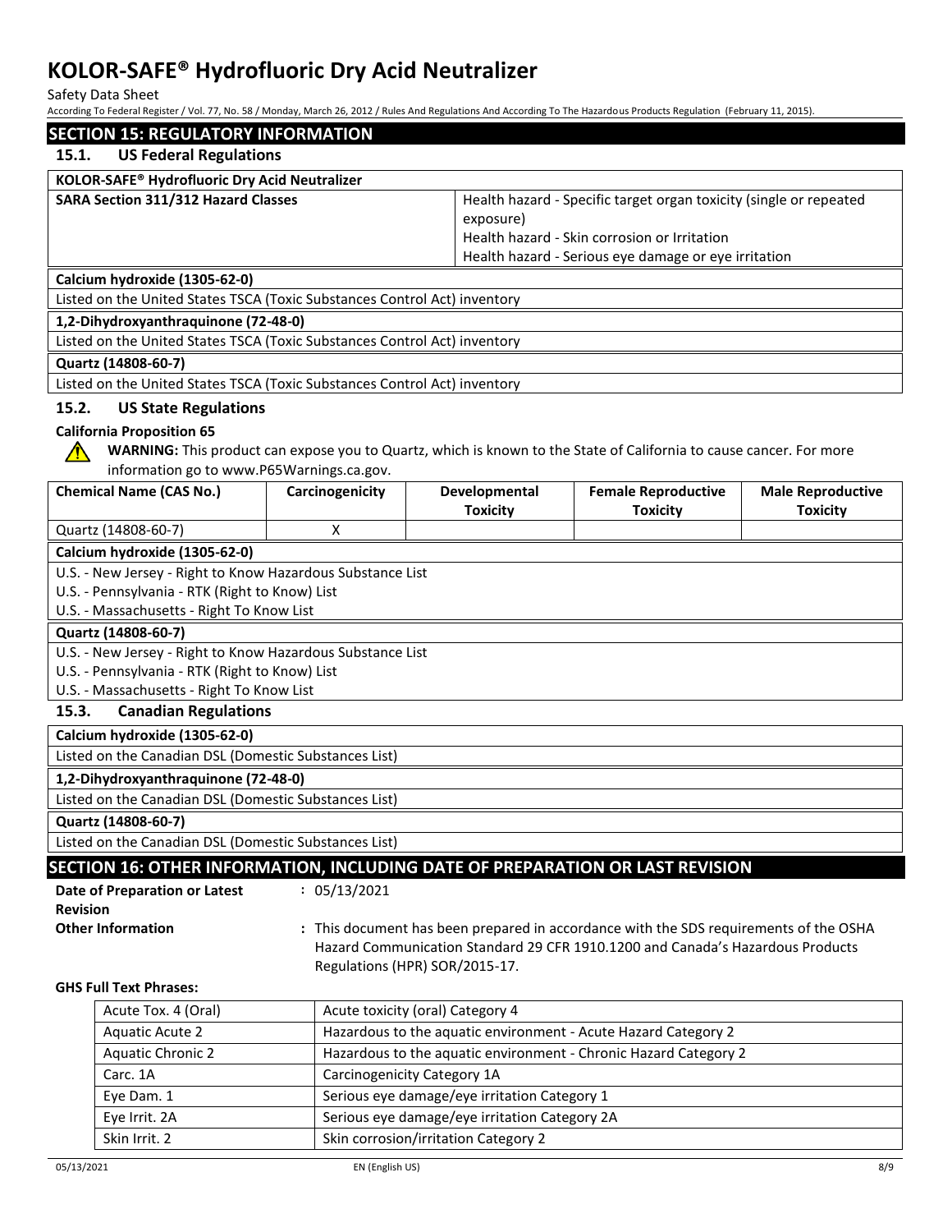## SECTION 15: REGULATORY INFORMATION

### 15.1. US Federal Regulations

| KOLOR-SAFE® Hydrofluoric Dry Acid Neutralizer | |
|---|---|
| **SARA Section 311/312 Hazard Classes** | Health hazard - Specific target organ toxicity (single or repeated exposure)<br>Health hazard - Skin corrosion or Irritation<br>Health hazard - Serious eye damage or eye irritation |

**Calcium hydroxide (1305-62-0)**

Listed on the United States TSCA (Toxic Substances Control Act) inventory

**1,2-Dihydroxyanthraquinone (72-48-0)**

Listed on the United States TSCA (Toxic Substances Control Act) inventory

**Quartz (14808-60-7)**

Listed on the United States TSCA (Toxic Substances Control Act) inventory

### 15.2. US State Regulations

**California Proposition 65**

**WARNING:** This product can expose you to Quartz, which is known to the State of California to cause cancer. For more information go to www.P65Warnings.ca.gov.

| Chemical Name (CAS No.) | Carcinogenicity | Developmental Toxicity | Female Reproductive Toxicity | Male Reproductive Toxicity |
|---|---|---|---|---|
| Quartz (14808-60-7) | X | | | |

**Calcium hydroxide (1305-62-0)**

U.S. - New Jersey - Right to Know Hazardous Substance List
U.S. - Pennsylvania - RTK (Right to Know) List
U.S. - Massachusetts - Right To Know List

**Quartz (14808-60-7)**

U.S. - New Jersey - Right to Know Hazardous Substance List
U.S. - Pennsylvania - RTK (Right to Know) List
U.S. - Massachusetts - Right To Know List

### 15.3. Canadian Regulations

**Calcium hydroxide (1305-62-0)**

Listed on the Canadian DSL (Domestic Substances List)

**1,2-Dihydroxyanthraquinone (72-48-0)**

Listed on the Canadian DSL (Domestic Substances List)

**Quartz (14808-60-7)**

Listed on the Canadian DSL (Domestic Substances List)

## SECTION 16: OTHER INFORMATION, INCLUDING DATE OF PREPARATION OR LAST REVISION

**Date of Preparation or Latest Revision** : 05/13/2021

**Other Information** : This document has been prepared in accordance with the SDS requirements of the OSHA Hazard Communication Standard 29 CFR 1910.1200 and Canada's Hazardous Products Regulations (HPR) SOR/2015-17.

**GHS Full Text Phrases:**

| | |
|---|---|
| Acute Tox. 4 (Oral) | Acute toxicity (oral) Category 4 |
| Aquatic Acute 2 | Hazardous to the aquatic environment - Acute Hazard Category 2 |
| Aquatic Chronic 2 | Hazardous to the aquatic environment - Chronic Hazard Category 2 |
| Carc. 1A | Carcinogenicity Category 1A |
| Eye Dam. 1 | Serious eye damage/eye irritation Category 1 |
| Eye Irrit. 2A | Serious eye damage/eye irritation Category 2A |
| Skin Irrit. 2 | Skin corrosion/irritation Category 2 |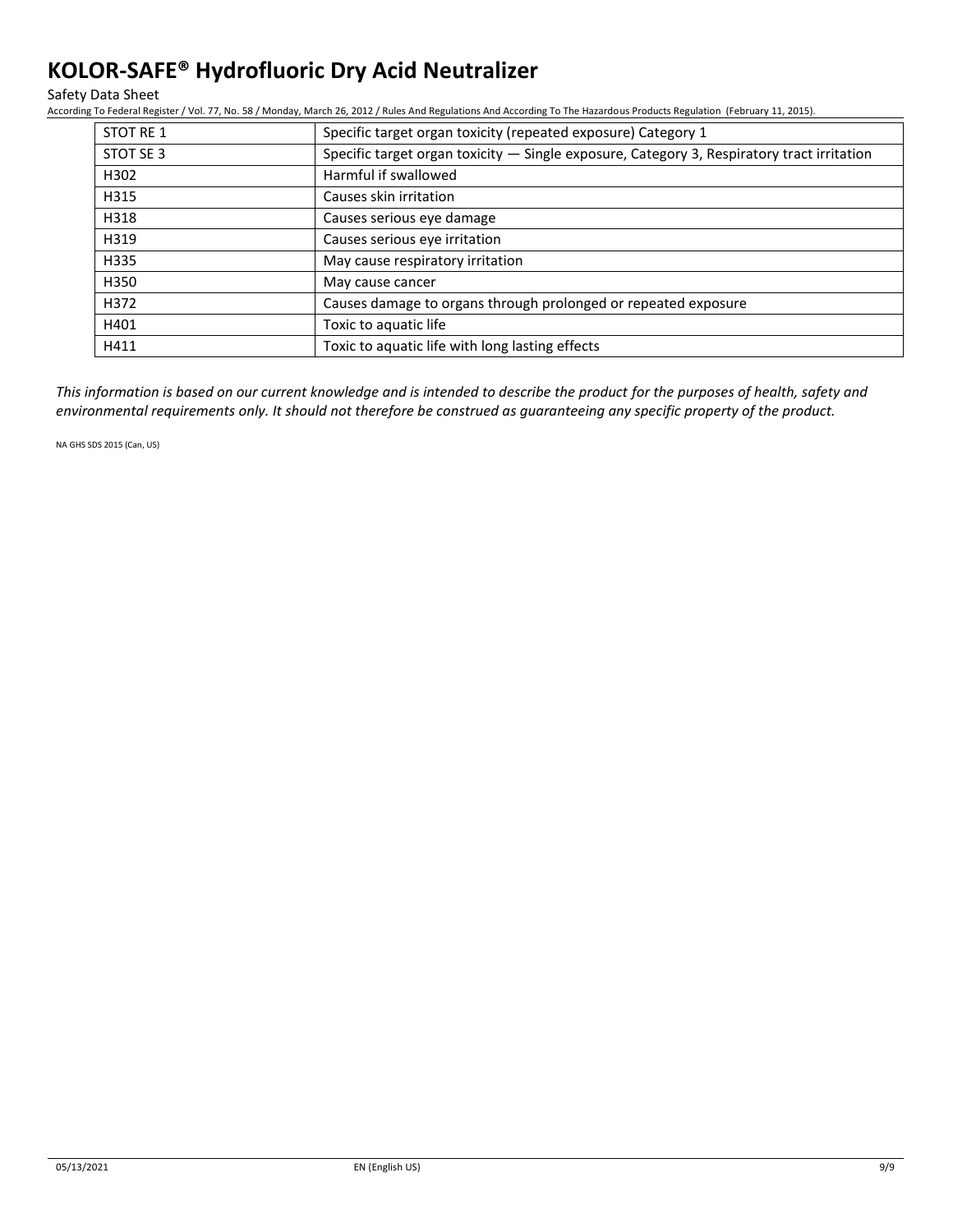| | |
|---|---|
| STOT RE 1 | Specific target organ toxicity (repeated exposure) Category 1 |
| STOT SE 3 | Specific target organ toxicity — Single exposure, Category 3, Respiratory tract irritation |
| H302 | Harmful if swallowed |
| H315 | Causes skin irritation |
| H318 | Causes serious eye damage |
| H319 | Causes serious eye irritation |
| H335 | May cause respiratory irritation |
| H350 | May cause cancer |
| H372 | Causes damage to organs through prolonged or repeated exposure |
| H401 | Toxic to aquatic life |
| H411 | Toxic to aquatic life with long lasting effects |

*This information is based on our current knowledge and is intended to describe the product for the purposes of health, safety and environmental requirements only. It should not therefore be construed as guaranteeing any specific property of the product.*

NA GHS SDS 2015 (Can, US)